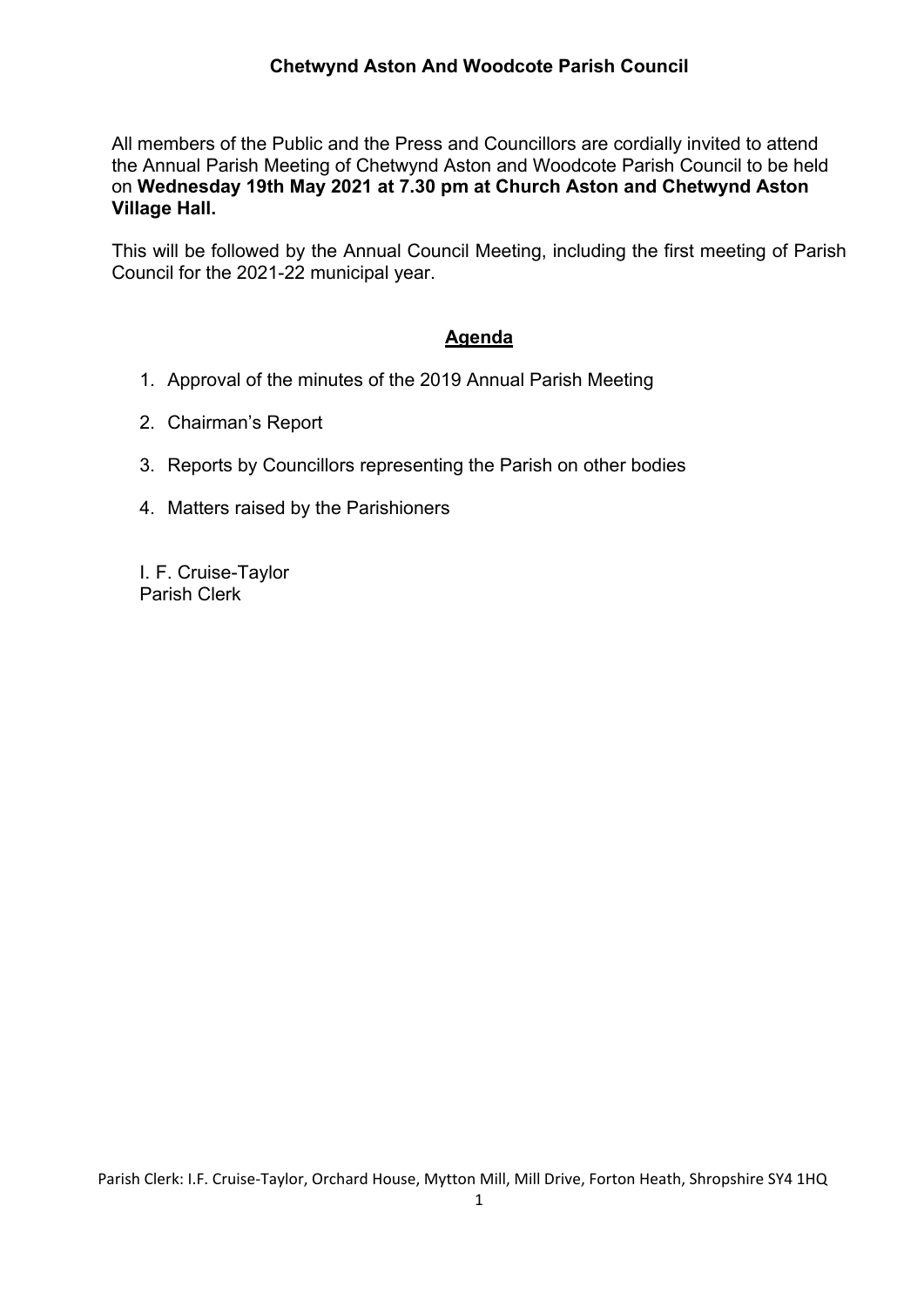# Chetwynd Aston And Woodcote Parish Council

All members of the Public and the Press and Councillors are cordially invited to attend the Annual Parish Meeting of Chetwynd Aston and Woodcote Parish Council to be held on **Wednesday 19th May 2021 at 7.30 pm at Church Aston and Chetwynd Aston Village Hall.**

This will be followed by the Annual Council Meeting, including the first meeting of Parish Council for the 2021-22 municipal year.

## Agenda

1. Approval of the minutes of the 2019 Annual Parish Meeting
2. Chairman's Report
3. Reports by Councillors representing the Parish on other bodies
4. Matters raised by the Parishioners

I. F. Cruise-Taylor
Parish Clerk

Parish Clerk: I.F. Cruise-Taylor, Orchard House, Mytton Mill, Mill Drive, Forton Heath, Shropshire SY4 1HQ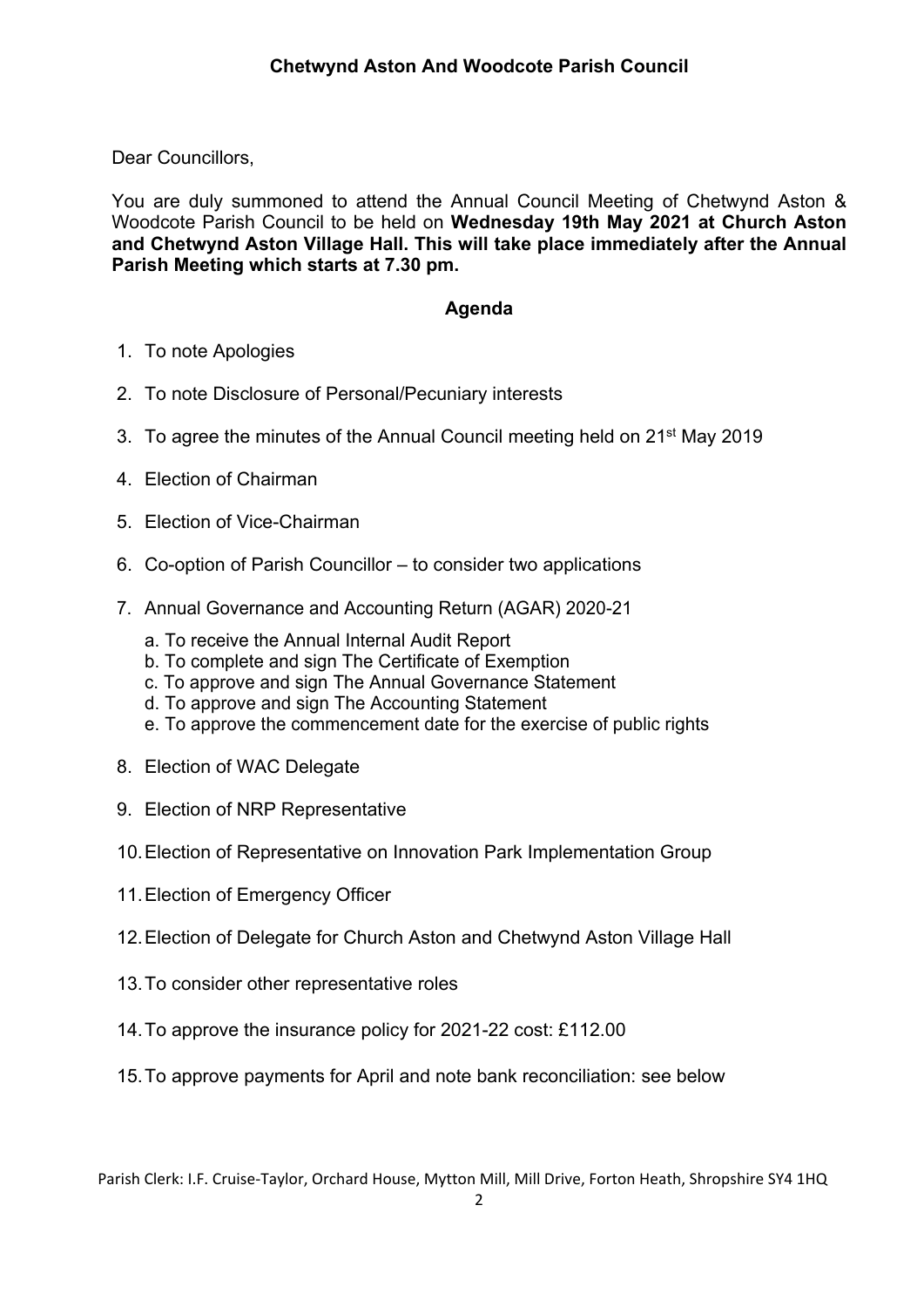## Chetwynd Aston And Woodcote Parish Council

Dear Councillors,

You are duly summoned to attend the Annual Council Meeting of Chetwynd Aston & Woodcote Parish Council to be held on **Wednesday 19th May 2021 at Church Aston and Chetwynd Aston Village Hall. This will take place immediately after the Annual Parish Meeting which starts at 7.30 pm.**

### Agenda

1. To note Apologies
2. To note Disclosure of Personal/Pecuniary interests
3. To agree the minutes of the Annual Council meeting held on 21st May 2019
4. Election of Chairman
5. Election of Vice-Chairman
6. Co-option of Parish Councillor – to consider two applications
7. Annual Governance and Accounting Return (AGAR) 2020-21
   a. To receive the Annual Internal Audit Report
   b. To complete and sign The Certificate of Exemption
   c. To approve and sign The Annual Governance Statement
   d. To approve and sign The Accounting Statement
   e. To approve the commencement date for the exercise of public rights
8. Election of WAC Delegate
9. Election of NRP Representative
10. Election of Representative on Innovation Park Implementation Group
11. Election of Emergency Officer
12. Election of Delegate for Church Aston and Chetwynd Aston Village Hall
13. To consider other representative roles
14. To approve the insurance policy for 2021-22 cost: £112.00
15. To approve payments for April and note bank reconciliation: see below

Parish Clerk: I.F. Cruise-Taylor, Orchard House, Mytton Mill, Mill Drive, Forton Heath, Shropshire SY4 1HQ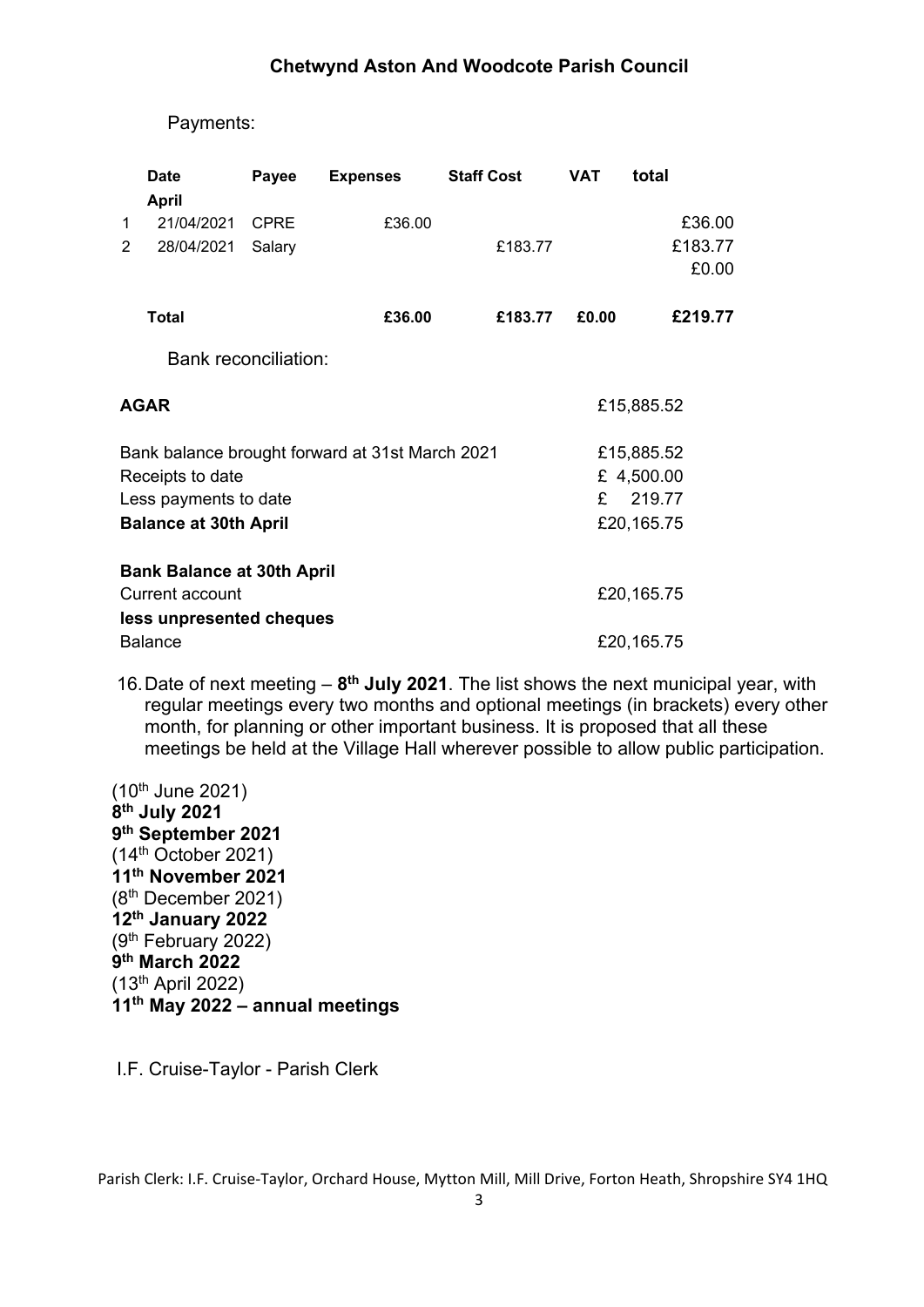Payments:

| | Date | Payee | Expenses | Staff Cost | VAT | total |
|---|---|---|---|---|---|---|
| | **April** | | | | | |
| 1 | 21/04/2021 | CPRE | £36.00 | | | £36.00 |
| 2 | 28/04/2021 | Salary | | £183.77 | | £183.77 |
| | | | | | | £0.00 |
| | **Total** | | **£36.00** | **£183.77** | **£0.00** | **£219.77** |

Bank reconciliation:

| | |
|---|---|
| **AGAR** | £15,885.52 |
| Bank balance brought forward at 31st March 2021 | £15,885.52 |
| Receipts to date | £ 4,500.00 |
| Less payments to date | £ 219.77 |
| **Balance at 30th April** | £20,165.75 |
| **Bank Balance at 30th April** | |
| Current account | £20,165.75 |
| **less unpresented cheques** | |
| Balance | £20,165.75 |

16. Date of next meeting – **8th July 2021**. The list shows the next municipal year, with regular meetings every two months and optional meetings (in brackets) every other month, for planning or other important business. It is proposed that all these meetings be held at the Village Hall wherever possible to allow public participation.

(10th June 2021)
**8th July 2021**
**9th September 2021**
(14th October 2021)
**11th November 2021**
(8th December 2021)
**12th January 2022**
(9th February 2022)
**9th March 2022**
(13th April 2022)
**11th May 2022 – annual meetings**

I.F. Cruise-Taylor - Parish Clerk

Parish Clerk: I.F. Cruise-Taylor, Orchard House, Mytton Mill, Mill Drive, Forton Heath, Shropshire SY4 1HQ